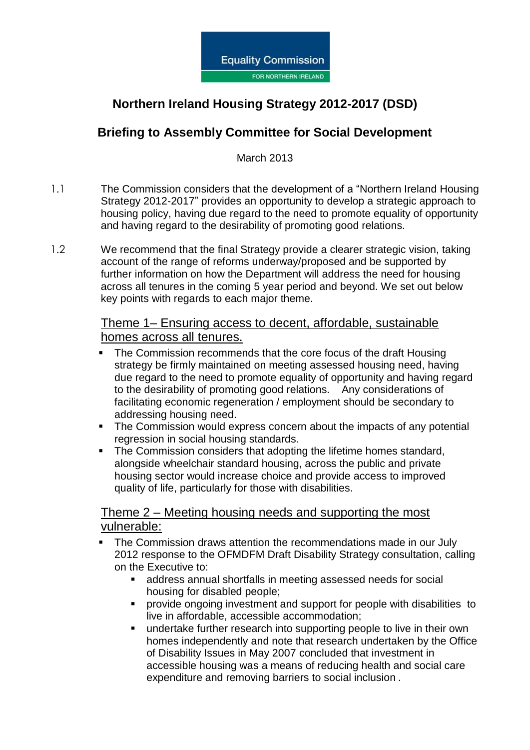Equality Commission
FOR NORTHERN IRELAND

# Northern Ireland Housing Strategy 2012-2017 (DSD)

## Briefing to Assembly Committee for Social Development

March 2013

1.1 The Commission considers that the development of a "Northern Ireland Housing Strategy 2012-2017" provides an opportunity to develop a strategic approach to housing policy, having due regard to the need to promote equality of opportunity and having regard to the desirability of promoting good relations.

1.2 We recommend that the final Strategy provide a clearer strategic vision, taking account of the range of reforms underway/proposed and be supported by further information on how the Department will address the need for housing across all tenures in the coming 5 year period and beyond. We set out below key points with regards to each major theme.

### Theme 1– Ensuring access to decent, affordable, sustainable homes across all tenures.

- The Commission recommends that the core focus of the draft Housing strategy be firmly maintained on meeting assessed housing need, having due regard to the need to promote equality of opportunity and having regard to the desirability of promoting good relations. Any considerations of facilitating economic regeneration / employment should be secondary to addressing housing need.
- The Commission would express concern about the impacts of any potential regression in social housing standards.
- The Commission considers that adopting the lifetime homes standard, alongside wheelchair standard housing, across the public and private housing sector would increase choice and provide access to improved quality of life, particularly for those with disabilities.

### Theme 2 – Meeting housing needs and supporting the most vulnerable:

- The Commission draws attention the recommendations made in our July 2012 response to the OFMDFM Draft Disability Strategy consultation, calling on the Executive to:
  - address annual shortfalls in meeting assessed needs for social housing for disabled people;
  - provide ongoing investment and support for people with disabilities to live in affordable, accessible accommodation;
  - undertake further research into supporting people to live in their own homes independently and note that research undertaken by the Office of Disability Issues in May 2007 concluded that investment in accessible housing was a means of reducing health and social care expenditure and removing barriers to social inclusion .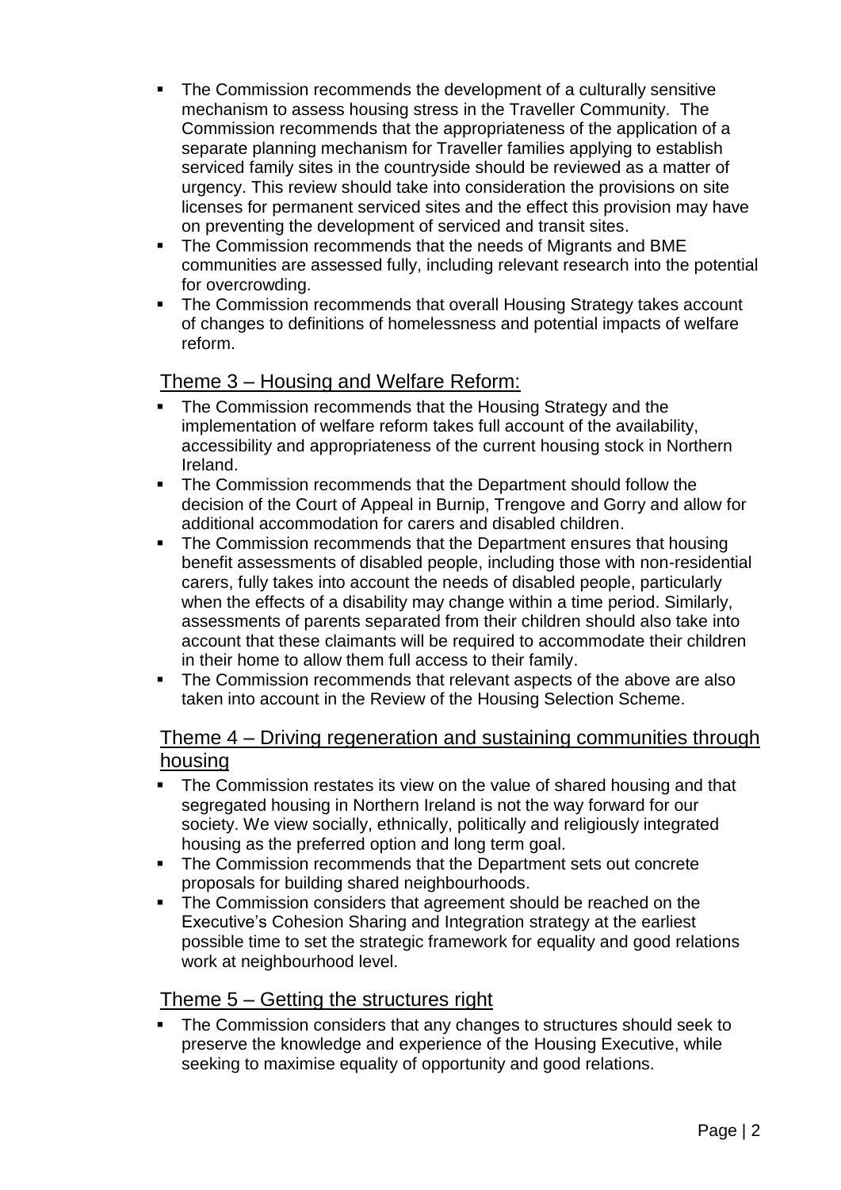- The Commission recommends the development of a culturally sensitive mechanism to assess housing stress in the Traveller Community. The Commission recommends that the appropriateness of the application of a separate planning mechanism for Traveller families applying to establish serviced family sites in the countryside should be reviewed as a matter of urgency. This review should take into consideration the provisions on site licenses for permanent serviced sites and the effect this provision may have on preventing the development of serviced and transit sites.
- The Commission recommends that the needs of Migrants and BME communities are assessed fully, including relevant research into the potential for overcrowding.
- The Commission recommends that overall Housing Strategy takes account of changes to definitions of homelessness and potential impacts of welfare reform.

## Theme 3 – Housing and Welfare Reform:

- The Commission recommends that the Housing Strategy and the implementation of welfare reform takes full account of the availability, accessibility and appropriateness of the current housing stock in Northern Ireland.
- The Commission recommends that the Department should follow the decision of the Court of Appeal in Burnip, Trengove and Gorry and allow for additional accommodation for carers and disabled children.
- The Commission recommends that the Department ensures that housing benefit assessments of disabled people, including those with non-residential carers, fully takes into account the needs of disabled people, particularly when the effects of a disability may change within a time period. Similarly, assessments of parents separated from their children should also take into account that these claimants will be required to accommodate their children in their home to allow them full access to their family.
- The Commission recommends that relevant aspects of the above are also taken into account in the Review of the Housing Selection Scheme.

## Theme 4 – Driving regeneration and sustaining communities through housing

- The Commission restates its view on the value of shared housing and that segregated housing in Northern Ireland is not the way forward for our society. We view socially, ethnically, politically and religiously integrated housing as the preferred option and long term goal.
- The Commission recommends that the Department sets out concrete proposals for building shared neighbourhoods.
- The Commission considers that agreement should be reached on the Executive's Cohesion Sharing and Integration strategy at the earliest possible time to set the strategic framework for equality and good relations work at neighbourhood level.

## Theme 5 – Getting the structures right

- The Commission considers that any changes to structures should seek to preserve the knowledge and experience of the Housing Executive, while seeking to maximise equality of opportunity and good relations.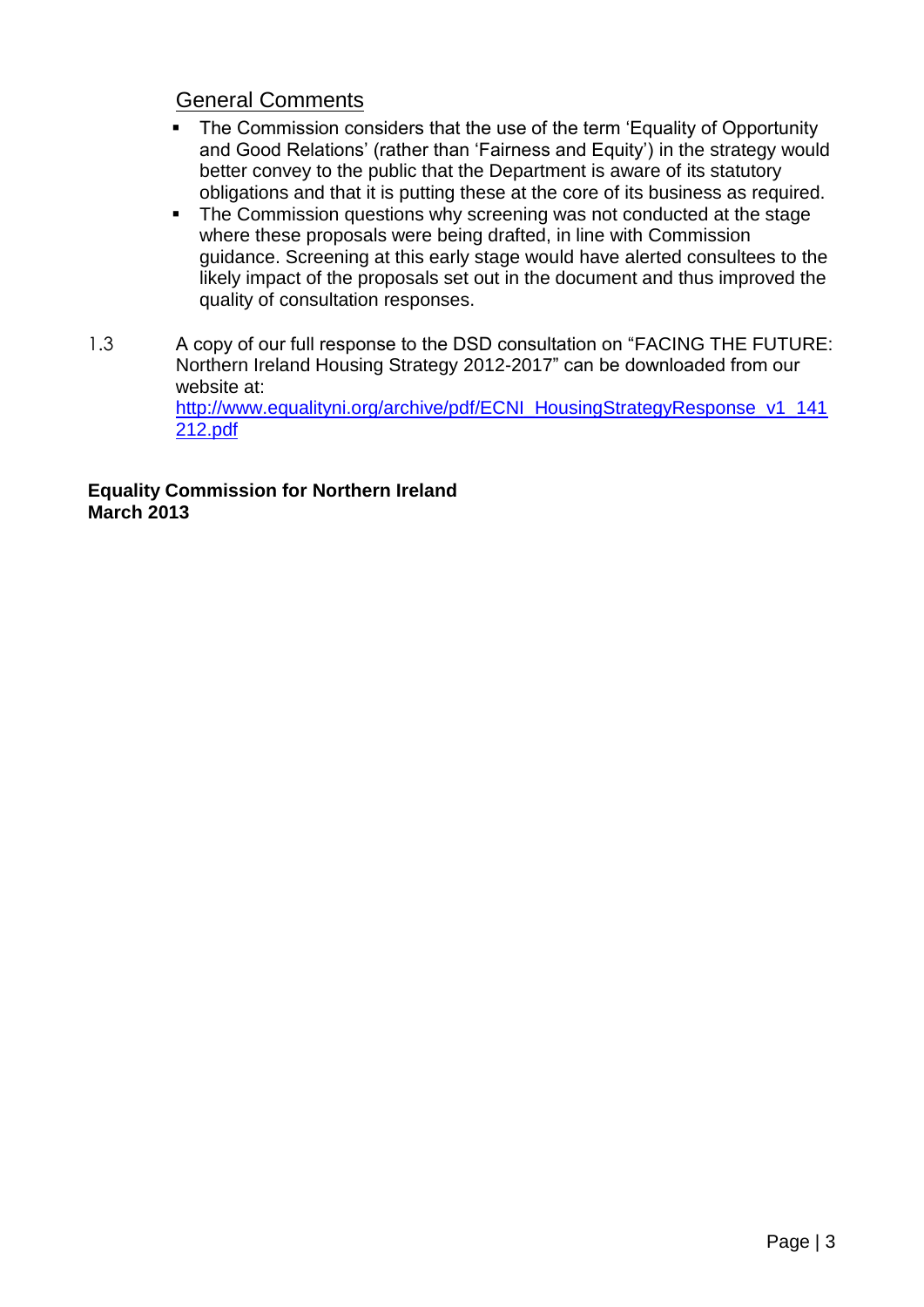General Comments

- The Commission considers that the use of the term 'Equality of Opportunity and Good Relations' (rather than 'Fairness and Equity') in the strategy would better convey to the public that the Department is aware of its statutory obligations and that it is putting these at the core of its business as required.
- The Commission questions why screening was not conducted at the stage where these proposals were being drafted, in line with Commission guidance. Screening at this early stage would have alerted consultees to the likely impact of the proposals set out in the document and thus improved the quality of consultation responses.

1.3 A copy of our full response to the DSD consultation on "FACING THE FUTURE: Northern Ireland Housing Strategy 2012-2017" can be downloaded from our website at: http://www.equalityni.org/archive/pdf/ECNI_HousingStrategyResponse_v1_141212.pdf

**Equality Commission for Northern Ireland**
**March 2013**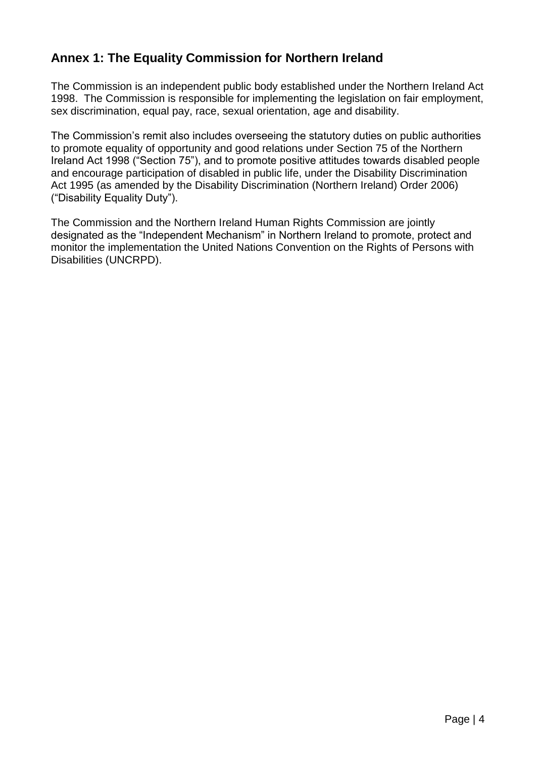## Annex 1: The Equality Commission for Northern Ireland

The Commission is an independent public body established under the Northern Ireland Act 1998. The Commission is responsible for implementing the legislation on fair employment, sex discrimination, equal pay, race, sexual orientation, age and disability.

The Commission's remit also includes overseeing the statutory duties on public authorities to promote equality of opportunity and good relations under Section 75 of the Northern Ireland Act 1998 ("Section 75"), and to promote positive attitudes towards disabled people and encourage participation of disabled in public life, under the Disability Discrimination Act 1995 (as amended by the Disability Discrimination (Northern Ireland) Order 2006) ("Disability Equality Duty").

The Commission and the Northern Ireland Human Rights Commission are jointly designated as the "Independent Mechanism" in Northern Ireland to promote, protect and monitor the implementation the United Nations Convention on the Rights of Persons with Disabilities (UNCRPD).